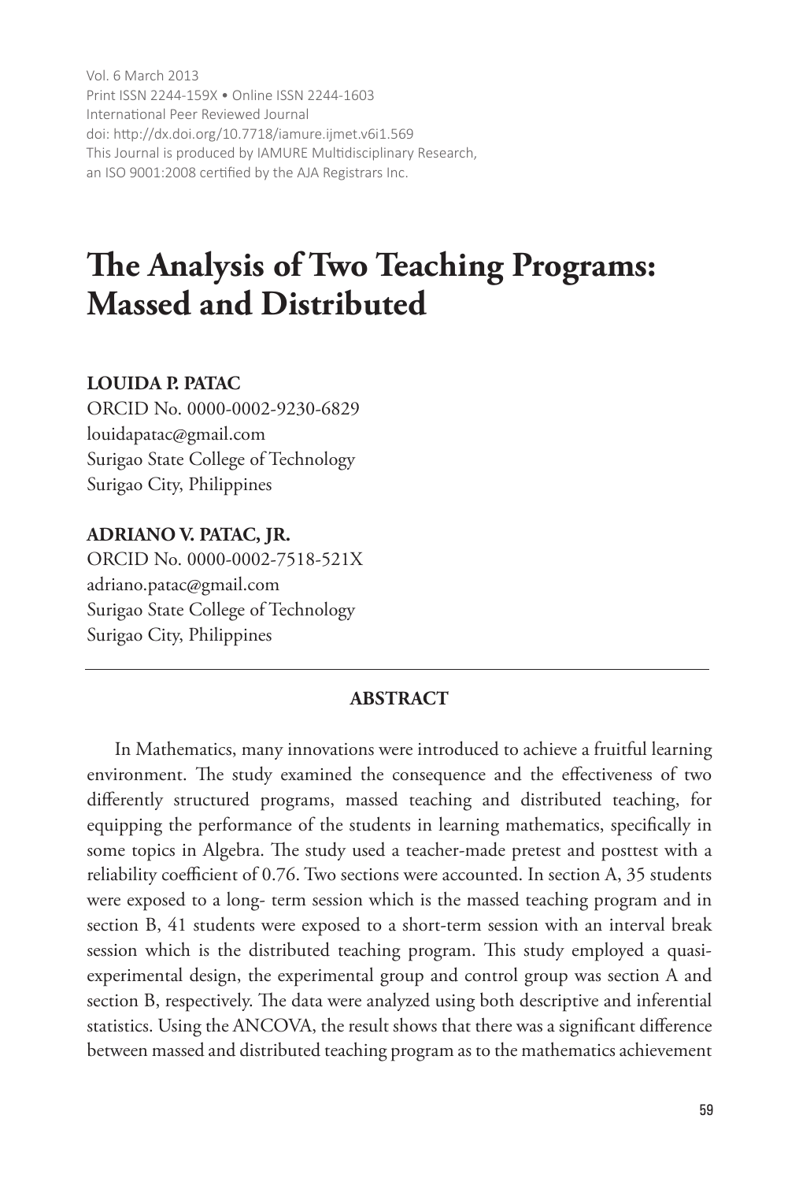Vol. 6 March 2013
Print ISSN 2244-159X • Online ISSN 2244-1603
International Peer Reviewed Journal
doi: http://dx.doi.org/10.7718/iamure.ijmet.v6i1.569
This Journal is produced by IAMURE Multidisciplinary Research, an ISO 9001:2008 certified by the AJA Registrars Inc.

# The Analysis of Two Teaching Programs: Massed and Distributed

**LOUIDA P. PATAC**
ORCID No. 0000-0002-9230-6829
louidapatac@gmail.com
Surigao State College of Technology
Surigao City, Philippines

**ADRIANO V. PATAC, JR.**
ORCID No. 0000-0002-7518-521X
adriano.patac@gmail.com
Surigao State College of Technology
Surigao City, Philippines

---

**ABSTRACT**

In Mathematics, many innovations were introduced to achieve a fruitful learning environment. The study examined the consequence and the effectiveness of two differently structured programs, massed teaching and distributed teaching, for equipping the performance of the students in learning mathematics, specifically in some topics in Algebra. The study used a teacher-made pretest and posttest with a reliability coefficient of 0.76. Two sections were accounted. In section A, 35 students were exposed to a long- term session which is the massed teaching program and in section B, 41 students were exposed to a short-term session with an interval break session which is the distributed teaching program. This study employed a quasi-experimental design, the experimental group and control group was section A and section B, respectively. The data were analyzed using both descriptive and inferential statistics. Using the ANCOVA, the result shows that there was a significant difference between massed and distributed teaching program as to the mathematics achievement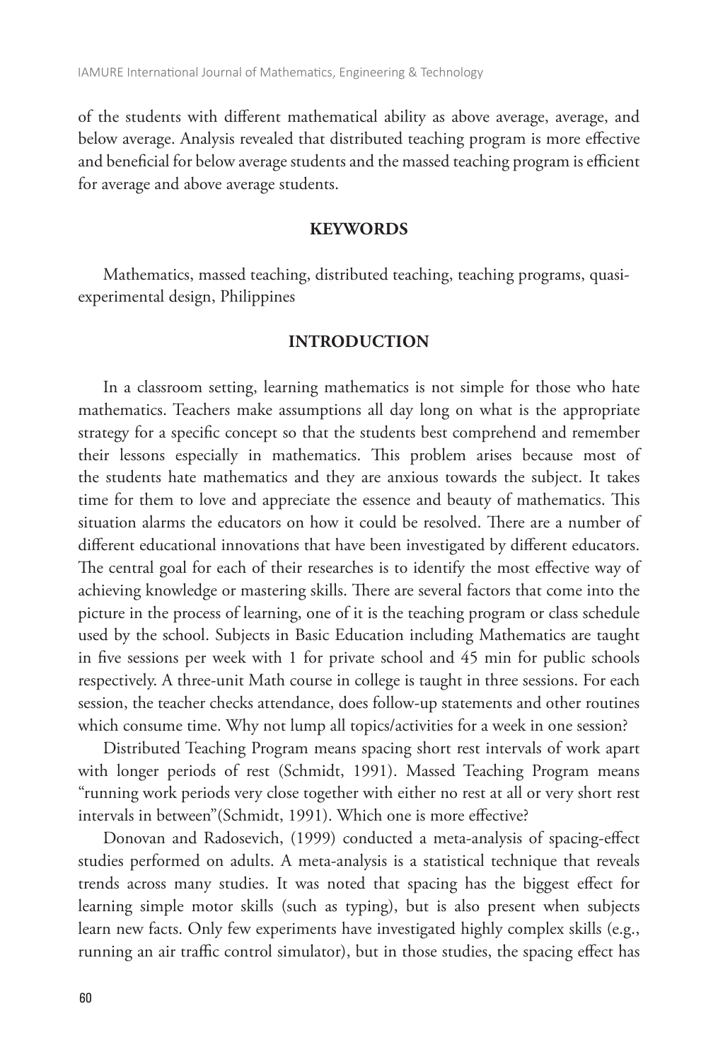of the students with different mathematical ability as above average, average, and below average. Analysis revealed that distributed teaching program is more effective and beneficial for below average students and the massed teaching program is efficient for average and above average students.

## KEYWORDS

Mathematics, massed teaching, distributed teaching, teaching programs, quasi-experimental design, Philippines

## INTRODUCTION

In a classroom setting, learning mathematics is not simple for those who hate mathematics. Teachers make assumptions all day long on what is the appropriate strategy for a specific concept so that the students best comprehend and remember their lessons especially in mathematics. This problem arises because most of the students hate mathematics and they are anxious towards the subject. It takes time for them to love and appreciate the essence and beauty of mathematics. This situation alarms the educators on how it could be resolved. There are a number of different educational innovations that have been investigated by different educators. The central goal for each of their researches is to identify the most effective way of achieving knowledge or mastering skills. There are several factors that come into the picture in the process of learning, one of it is the teaching program or class schedule used by the school. Subjects in Basic Education including Mathematics are taught in five sessions per week with 1 for private school and 45 min for public schools respectively. A three-unit Math course in college is taught in three sessions. For each session, the teacher checks attendance, does follow-up statements and other routines which consume time. Why not lump all topics/activities for a week in one session?

Distributed Teaching Program means spacing short rest intervals of work apart with longer periods of rest (Schmidt, 1991). Massed Teaching Program means "running work periods very close together with either no rest at all or very short rest intervals in between"(Schmidt, 1991). Which one is more effective?

Donovan and Radosevich, (1999) conducted a meta-analysis of spacing-effect studies performed on adults. A meta-analysis is a statistical technique that reveals trends across many studies. It was noted that spacing has the biggest effect for learning simple motor skills (such as typing), but is also present when subjects learn new facts. Only few experiments have investigated highly complex skills (e.g., running an air traffic control simulator), but in those studies, the spacing effect has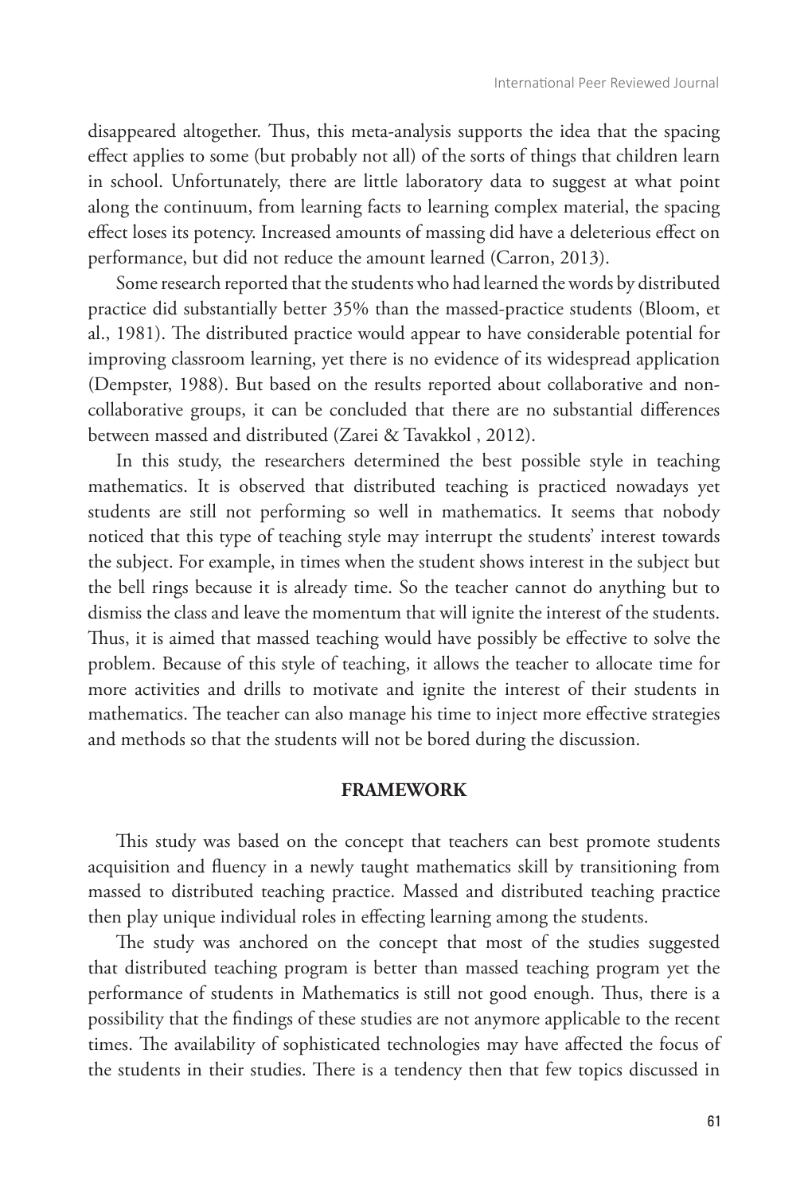disappeared altogether. Thus, this meta-analysis supports the idea that the spacing effect applies to some (but probably not all) of the sorts of things that children learn in school. Unfortunately, there are little laboratory data to suggest at what point along the continuum, from learning facts to learning complex material, the spacing effect loses its potency. Increased amounts of massing did have a deleterious effect on performance, but did not reduce the amount learned (Carron, 2013).

Some research reported that the students who had learned the words by distributed practice did substantially better 35% than the massed-practice students (Bloom, et al., 1981). The distributed practice would appear to have considerable potential for improving classroom learning, yet there is no evidence of its widespread application (Dempster, 1988). But based on the results reported about collaborative and non-collaborative groups, it can be concluded that there are no substantial differences between massed and distributed (Zarei & Tavakkol , 2012).

In this study, the researchers determined the best possible style in teaching mathematics. It is observed that distributed teaching is practiced nowadays yet students are still not performing so well in mathematics. It seems that nobody noticed that this type of teaching style may interrupt the students' interest towards the subject. For example, in times when the student shows interest in the subject but the bell rings because it is already time. So the teacher cannot do anything but to dismiss the class and leave the momentum that will ignite the interest of the students. Thus, it is aimed that massed teaching would have possibly be effective to solve the problem. Because of this style of teaching, it allows the teacher to allocate time for more activities and drills to motivate and ignite the interest of their students in mathematics. The teacher can also manage his time to inject more effective strategies and methods so that the students will not be bored during the discussion.

## FRAMEWORK

This study was based on the concept that teachers can best promote students acquisition and fluency in a newly taught mathematics skill by transitioning from massed to distributed teaching practice. Massed and distributed teaching practice then play unique individual roles in effecting learning among the students.

The study was anchored on the concept that most of the studies suggested that distributed teaching program is better than massed teaching program yet the performance of students in Mathematics is still not good enough. Thus, there is a possibility that the findings of these studies are not anymore applicable to the recent times. The availability of sophisticated technologies may have affected the focus of the students in their studies. There is a tendency then that few topics discussed in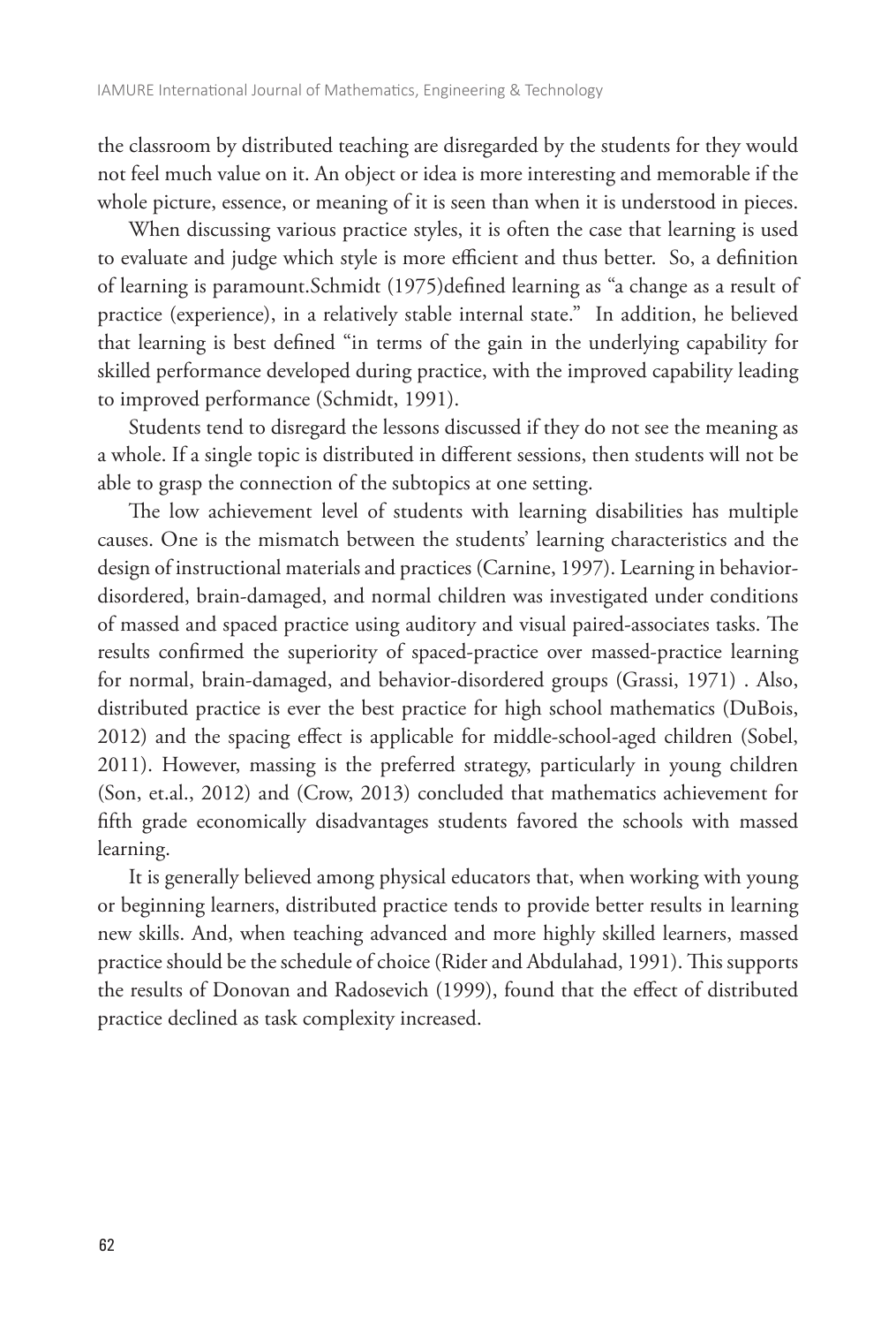the classroom by distributed teaching are disregarded by the students for they would not feel much value on it. An object or idea is more interesting and memorable if the whole picture, essence, or meaning of it is seen than when it is understood in pieces.

When discussing various practice styles, it is often the case that learning is used to evaluate and judge which style is more efficient and thus better. So, a definition of learning is paramount.Schmidt (1975)defined learning as "a change as a result of practice (experience), in a relatively stable internal state." In addition, he believed that learning is best defined "in terms of the gain in the underlying capability for skilled performance developed during practice, with the improved capability leading to improved performance (Schmidt, 1991).

Students tend to disregard the lessons discussed if they do not see the meaning as a whole. If a single topic is distributed in different sessions, then students will not be able to grasp the connection of the subtopics at one setting.

The low achievement level of students with learning disabilities has multiple causes. One is the mismatch between the students' learning characteristics and the design of instructional materials and practices (Carnine, 1997). Learning in behavior-disordered, brain-damaged, and normal children was investigated under conditions of massed and spaced practice using auditory and visual paired-associates tasks. The results confirmed the superiority of spaced-practice over massed-practice learning for normal, brain-damaged, and behavior-disordered groups (Grassi, 1971) . Also, distributed practice is ever the best practice for high school mathematics (DuBois, 2012) and the spacing effect is applicable for middle-school-aged children (Sobel, 2011). However, massing is the preferred strategy, particularly in young children (Son, et.al., 2012) and (Crow, 2013) concluded that mathematics achievement for fifth grade economically disadvantages students favored the schools with massed learning.

It is generally believed among physical educators that, when working with young or beginning learners, distributed practice tends to provide better results in learning new skills. And, when teaching advanced and more highly skilled learners, massed practice should be the schedule of choice (Rider and Abdulahad, 1991). This supports the results of Donovan and Radosevich (1999), found that the effect of distributed practice declined as task complexity increased.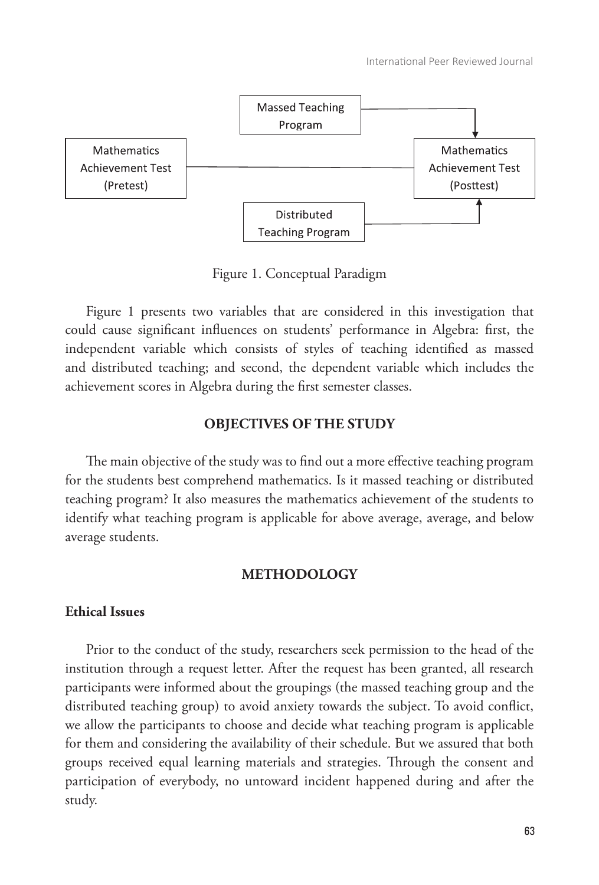Figure 1. Conceptual Paradigm

Figure 1 presents two variables that are considered in this investigation that could cause significant influences on students' performance in Algebra: first, the independent variable which consists of styles of teaching identified as massed and distributed teaching; and second, the dependent variable which includes the achievement scores in Algebra during the first semester classes.

## OBJECTIVES OF THE STUDY

The main objective of the study was to find out a more effective teaching program for the students best comprehend mathematics. Is it massed teaching or distributed teaching program? It also measures the mathematics achievement of the students to identify what teaching program is applicable for above average, average, and below average students.

## METHODOLOGY

### Ethical Issues

Prior to the conduct of the study, researchers seek permission to the head of the institution through a request letter. After the request has been granted, all research participants were informed about the groupings (the massed teaching group and the distributed teaching group) to avoid anxiety towards the subject. To avoid conflict, we allow the participants to choose and decide what teaching program is applicable for them and considering the availability of their schedule. But we assured that both groups received equal learning materials and strategies. Through the consent and participation of everybody, no untoward incident happened during and after the study.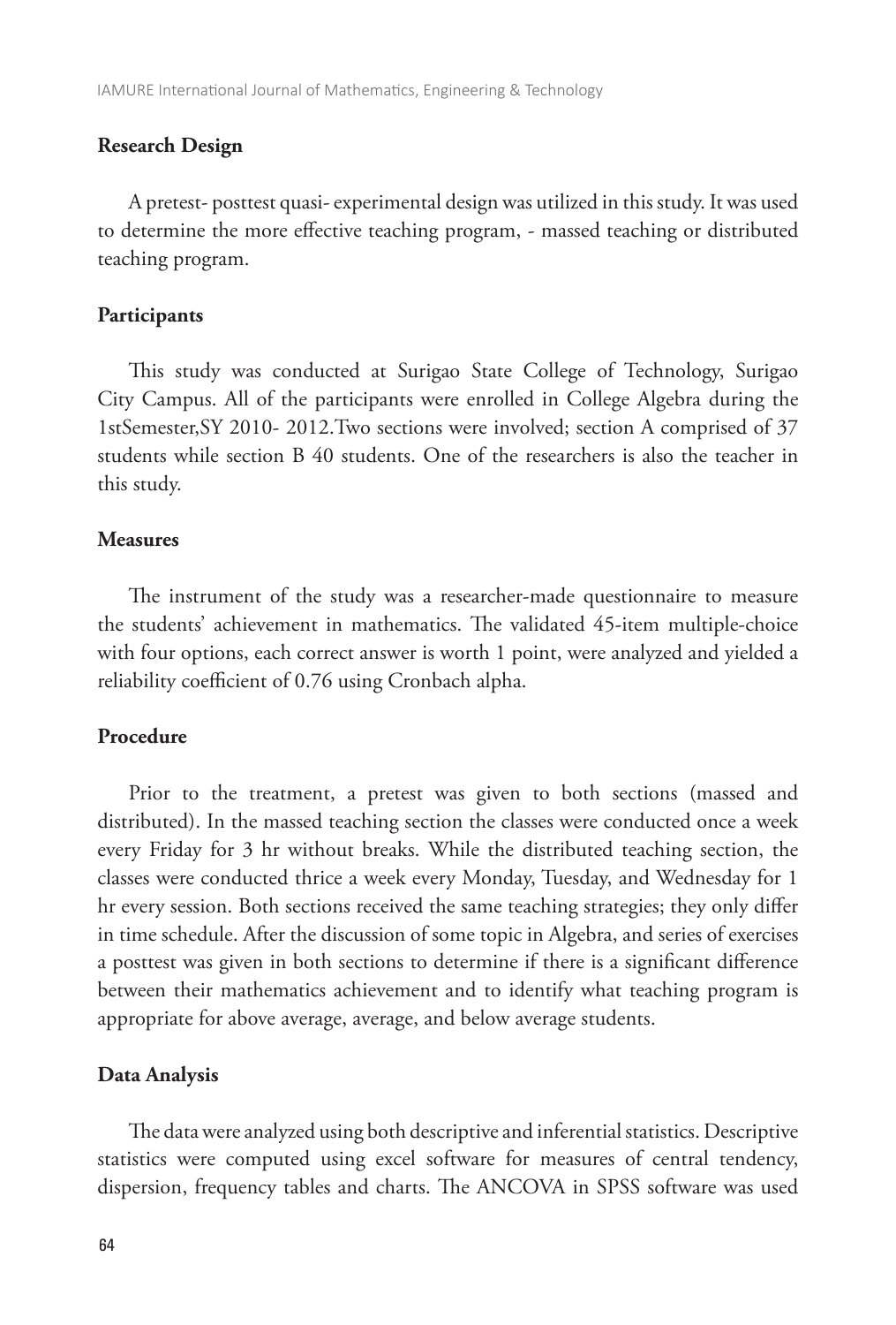## Research Design

A pretest- posttest quasi- experimental design was utilized in this study. It was used to determine the more effective teaching program, - massed teaching or distributed teaching program.

## Participants

This study was conducted at Surigao State College of Technology, Surigao City Campus. All of the participants were enrolled in College Algebra during the 1stSemester,SY 2010- 2012.Two sections were involved; section A comprised of 37 students while section B 40 students. One of the researchers is also the teacher in this study.

## Measures

The instrument of the study was a researcher-made questionnaire to measure the students' achievement in mathematics. The validated 45-item multiple-choice with four options, each correct answer is worth 1 point, were analyzed and yielded a reliability coefficient of 0.76 using Cronbach alpha.

## Procedure

Prior to the treatment, a pretest was given to both sections (massed and distributed). In the massed teaching section the classes were conducted once a week every Friday for 3 hr without breaks. While the distributed teaching section, the classes were conducted thrice a week every Monday, Tuesday, and Wednesday for 1 hr every session. Both sections received the same teaching strategies; they only differ in time schedule. After the discussion of some topic in Algebra, and series of exercises a posttest was given in both sections to determine if there is a significant difference between their mathematics achievement and to identify what teaching program is appropriate for above average, average, and below average students.

## Data Analysis

The data were analyzed using both descriptive and inferential statistics. Descriptive statistics were computed using excel software for measures of central tendency, dispersion, frequency tables and charts. The ANCOVA in SPSS software was used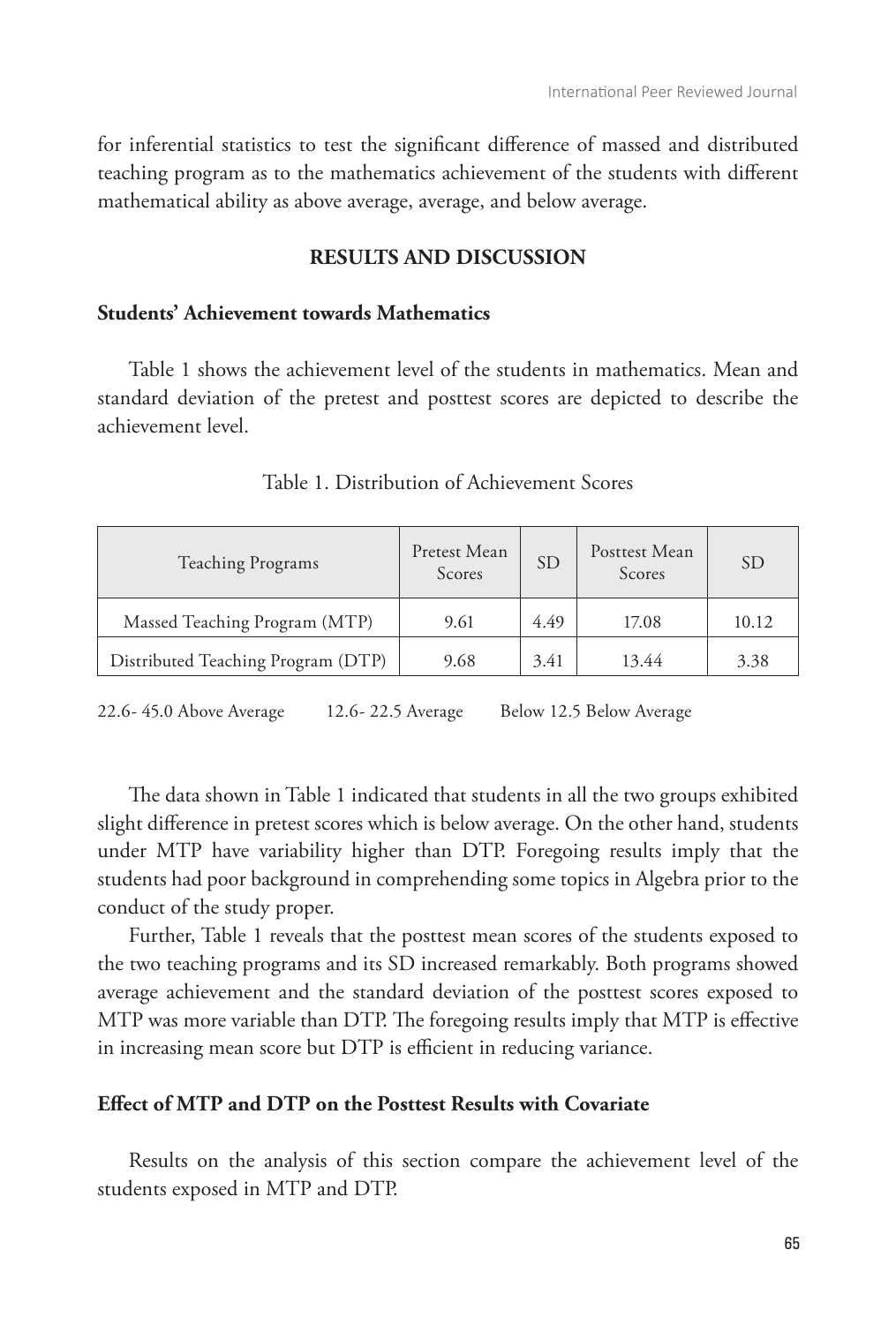for inferential statistics to test the significant difference of massed and distributed teaching program as to the mathematics achievement of the students with different mathematical ability as above average, average, and below average.

## RESULTS AND DISCUSSION

### Students' Achievement towards Mathematics

Table 1 shows the achievement level of the students in mathematics. Mean and standard deviation of the pretest and posttest scores are depicted to describe the achievement level.

Table 1. Distribution of Achievement Scores

| Teaching Programs | Pretest Mean Scores | SD | Posttest Mean Scores | SD |
|---|---|---|---|---|
| Massed Teaching Program (MTP) | 9.61 | 4.49 | 17.08 | 10.12 |
| Distributed Teaching Program (DTP) | 9.68 | 3.41 | 13.44 | 3.38 |

22.6- 45.0 Above Average 12.6- 22.5 Average Below 12.5 Below Average

The data shown in Table 1 indicated that students in all the two groups exhibited slight difference in pretest scores which is below average. On the other hand, students under MTP have variability higher than DTP. Foregoing results imply that the students had poor background in comprehending some topics in Algebra prior to the conduct of the study proper.

Further, Table 1 reveals that the posttest mean scores of the students exposed to the two teaching programs and its SD increased remarkably. Both programs showed average achievement and the standard deviation of the posttest scores exposed to MTP was more variable than DTP. The foregoing results imply that MTP is effective in increasing mean score but DTP is efficient in reducing variance.

### Effect of MTP and DTP on the Posttest Results with Covariate

Results on the analysis of this section compare the achievement level of the students exposed in MTP and DTP.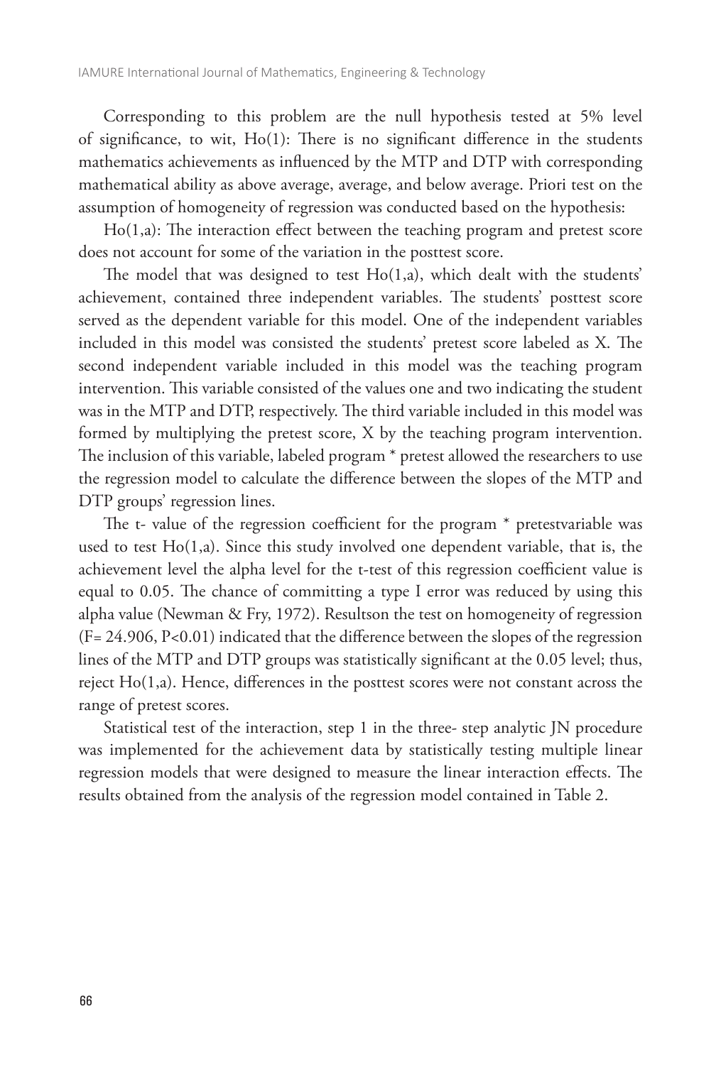Corresponding to this problem are the null hypothesis tested at 5% level of significance, to wit, Ho(1): There is no significant difference in the students mathematics achievements as influenced by the MTP and DTP with corresponding mathematical ability as above average, average, and below average. Priori test on the assumption of homogeneity of regression was conducted based on the hypothesis:

Ho(1,a): The interaction effect between the teaching program and pretest score does not account for some of the variation in the posttest score.

The model that was designed to test Ho(1,a), which dealt with the students' achievement, contained three independent variables. The students' posttest score served as the dependent variable for this model. One of the independent variables included in this model was consisted the students' pretest score labeled as X. The second independent variable included in this model was the teaching program intervention. This variable consisted of the values one and two indicating the student was in the MTP and DTP, respectively. The third variable included in this model was formed by multiplying the pretest score, X by the teaching program intervention. The inclusion of this variable, labeled program * pretest allowed the researchers to use the regression model to calculate the difference between the slopes of the MTP and DTP groups' regression lines.

The t- value of the regression coefficient for the program * pretestvariable was used to test Ho(1,a). Since this study involved one dependent variable, that is, the achievement level the alpha level for the t-test of this regression coefficient value is equal to 0.05. The chance of committing a type I error was reduced by using this alpha value (Newman & Fry, 1972). Resultson the test on homogeneity of regression ($F = 24.906$, $P<0.01$) indicated that the difference between the slopes of the regression lines of the MTP and DTP groups was statistically significant at the 0.05 level; thus, reject Ho(1,a). Hence, differences in the posttest scores were not constant across the range of pretest scores.

Statistical test of the interaction, step 1 in the three- step analytic JN procedure was implemented for the achievement data by statistically testing multiple linear regression models that were designed to measure the linear interaction effects. The results obtained from the analysis of the regression model contained in Table 2.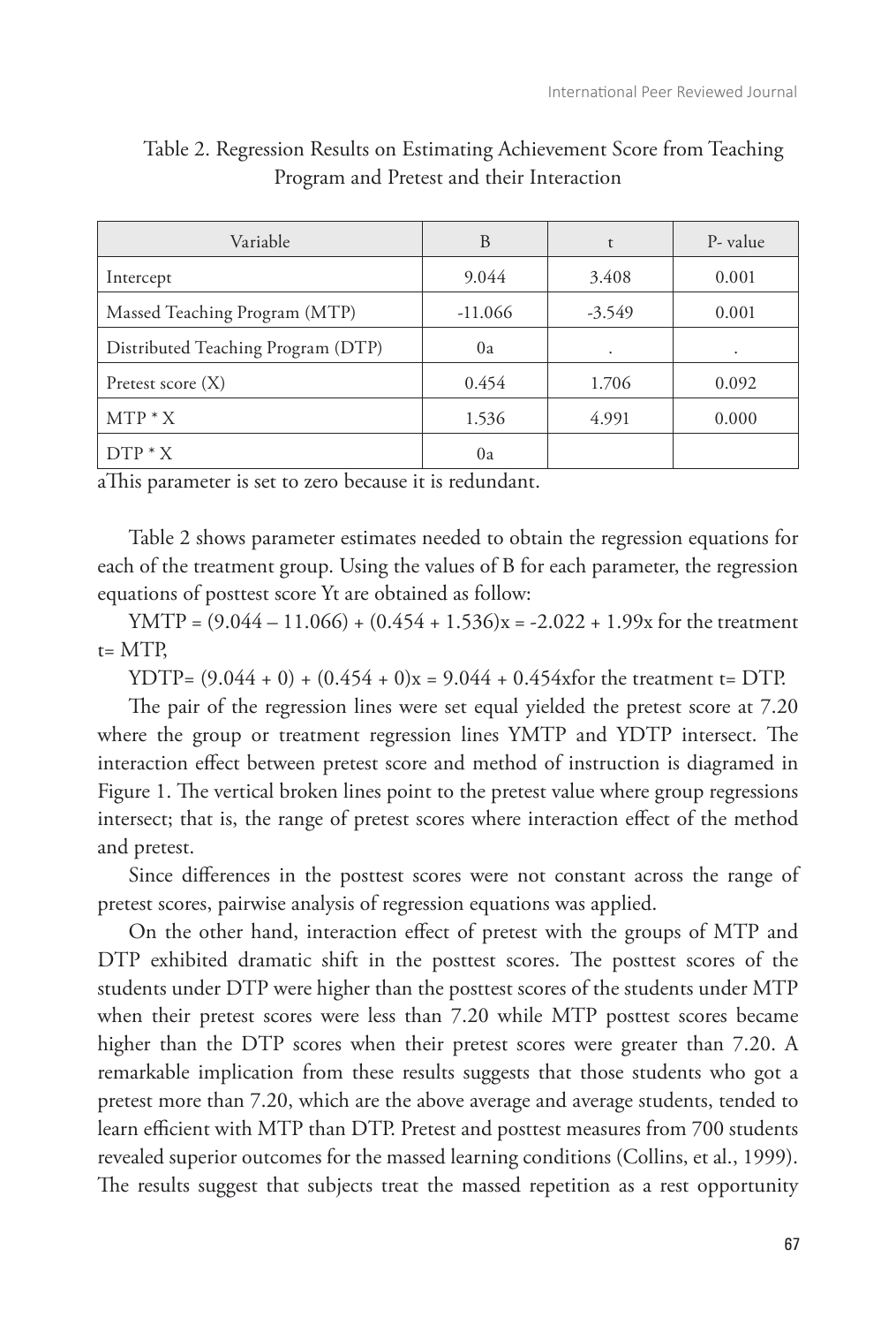Table 2. Regression Results on Estimating Achievement Score from Teaching Program and Pretest and their Interaction

| Variable | B | t | P- value |
|---|---|---|---|
| Intercept | 9.044 | 3.408 | 0.001 |
| Massed Teaching Program (MTP) | -11.066 | -3.549 | 0.001 |
| Distributed Teaching Program (DTP) | 0a | . | . |
| Pretest score (X) | 0.454 | 1.706 | 0.092 |
| MTP * X | 1.536 | 4.991 | 0.000 |
| DTP * X | 0a | | |

aThis parameter is set to zero because it is redundant.

Table 2 shows parameter estimates needed to obtain the regression equations for each of the treatment group. Using the values of B for each parameter, the regression equations of posttest score Yt are obtained as follow:

$Y_{MTP} = (9.044 – 11.066) + (0.454 + 1.536)x = -2.022 + 1.99x$ for the treatment t= MTP,

$Y_{DTP} = (9.044 + 0) + (0.454 + 0)x = 9.044 + 0.454x$for the treatment t= DTP.

The pair of the regression lines were set equal yielded the pretest score at 7.20 where the group or treatment regression lines YMTP and YDTP intersect. The interaction effect between pretest score and method of instruction is diagramed in Figure 1. The vertical broken lines point to the pretest value where group regressions intersect; that is, the range of pretest scores where interaction effect of the method and pretest.

Since differences in the posttest scores were not constant across the range of pretest scores, pairwise analysis of regression equations was applied.

On the other hand, interaction effect of pretest with the groups of MTP and DTP exhibited dramatic shift in the posttest scores. The posttest scores of the students under DTP were higher than the posttest scores of the students under MTP when their pretest scores were less than 7.20 while MTP posttest scores became higher than the DTP scores when their pretest scores were greater than 7.20. A remarkable implication from these results suggests that those students who got a pretest more than 7.20, which are the above average and average students, tended to learn efficient with MTP than DTP. Pretest and posttest measures from 700 students revealed superior outcomes for the massed learning conditions (Collins, et al., 1999). The results suggest that subjects treat the massed repetition as a rest opportunity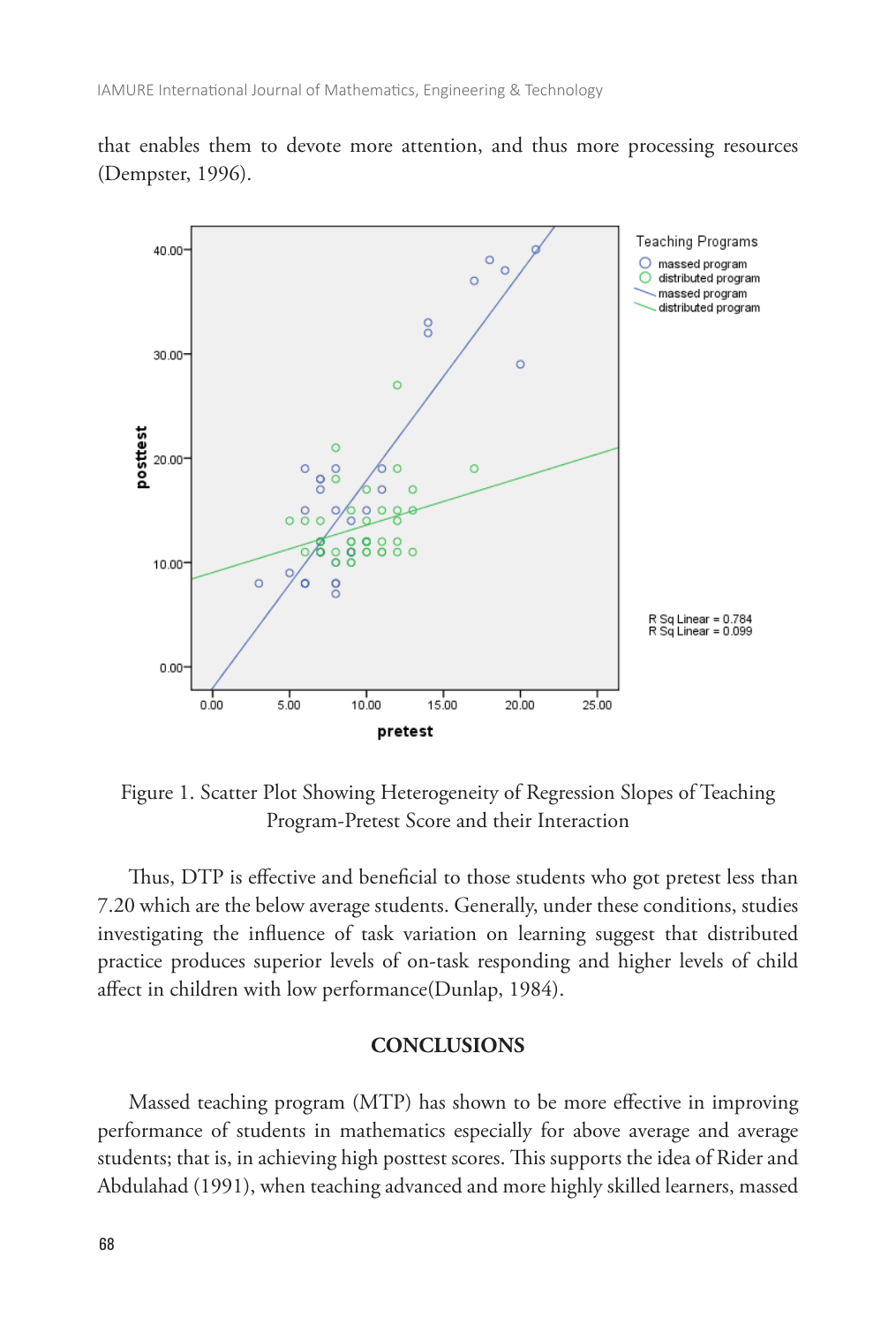that enables them to devote more attention, and thus more processing resources (Dempster, 1996).

Figure 1. Scatter Plot Showing Heterogeneity of Regression Slopes of Teaching Program-Pretest Score and their Interaction

Thus, DTP is effective and beneficial to those students who got pretest less than 7.20 which are the below average students. Generally, under these conditions, studies investigating the influence of task variation on learning suggest that distributed practice produces superior levels of on-task responding and higher levels of child affect in children with low performance(Dunlap, 1984).

## CONCLUSIONS

Massed teaching program (MTP) has shown to be more effective in improving performance of students in mathematics especially for above average and average students; that is, in achieving high posttest scores. This supports the idea of Rider and Abdulahad (1991), when teaching advanced and more highly skilled learners, massed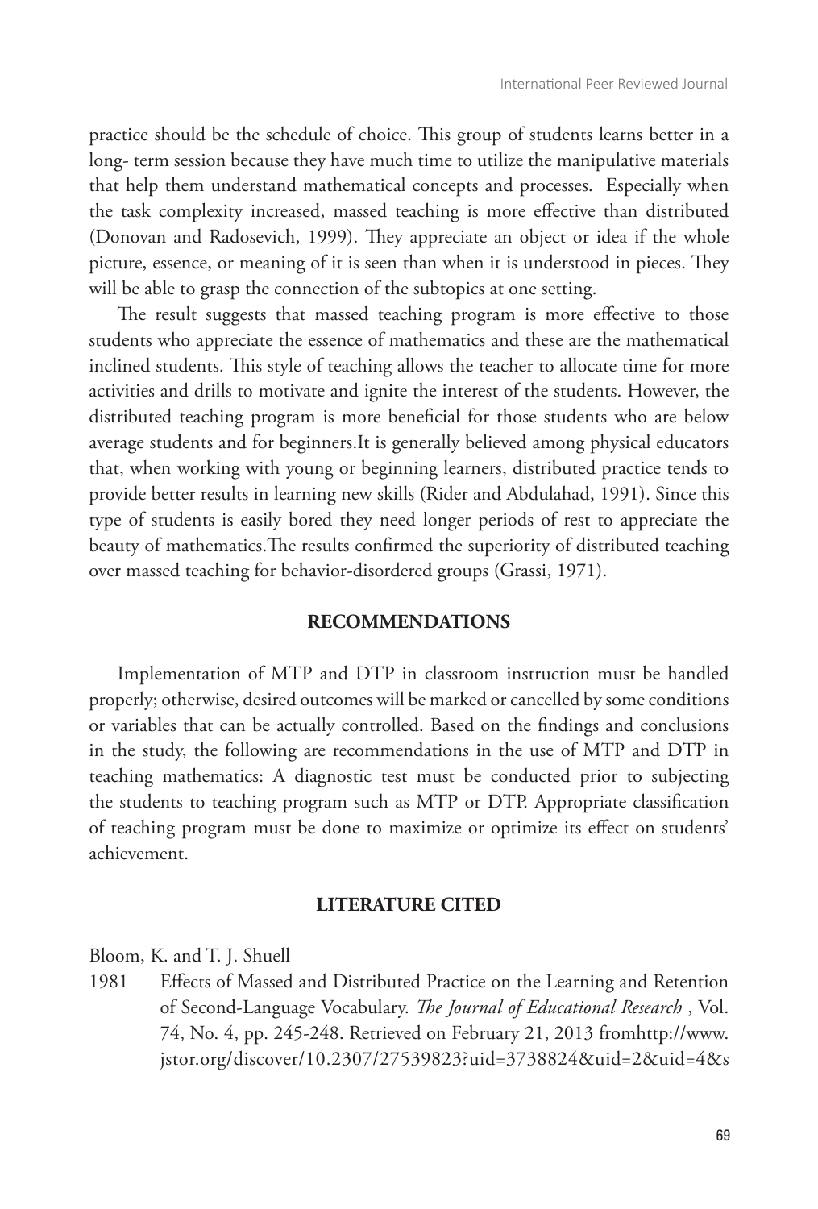practice should be the schedule of choice. This group of students learns better in a long- term session because they have much time to utilize the manipulative materials that help them understand mathematical concepts and processes. Especially when the task complexity increased, massed teaching is more effective than distributed (Donovan and Radosevich, 1999). They appreciate an object or idea if the whole picture, essence, or meaning of it is seen than when it is understood in pieces. They will be able to grasp the connection of the subtopics at one setting.

The result suggests that massed teaching program is more effective to those students who appreciate the essence of mathematics and these are the mathematical inclined students. This style of teaching allows the teacher to allocate time for more activities and drills to motivate and ignite the interest of the students. However, the distributed teaching program is more beneficial for those students who are below average students and for beginners.It is generally believed among physical educators that, when working with young or beginning learners, distributed practice tends to provide better results in learning new skills (Rider and Abdulahad, 1991). Since this type of students is easily bored they need longer periods of rest to appreciate the beauty of mathematics.The results confirmed the superiority of distributed teaching over massed teaching for behavior-disordered groups (Grassi, 1971).

## RECOMMENDATIONS

Implementation of MTP and DTP in classroom instruction must be handled properly; otherwise, desired outcomes will be marked or cancelled by some conditions or variables that can be actually controlled. Based on the findings and conclusions in the study, the following are recommendations in the use of MTP and DTP in teaching mathematics: A diagnostic test must be conducted prior to subjecting the students to teaching program such as MTP or DTP. Appropriate classification of teaching program must be done to maximize or optimize its effect on students' achievement.

## LITERATURE CITED

Bloom, K. and T. J. Shuell

1981 Effects of Massed and Distributed Practice on the Learning and Retention of Second-Language Vocabulary. *The Journal of Educational Research* , Vol. 74, No. 4, pp. 245-248. Retrieved on February 21, 2013 fromhttp://www.jstor.org/discover/10.2307/27539823?uid=3738824&uid=2&uid=4&s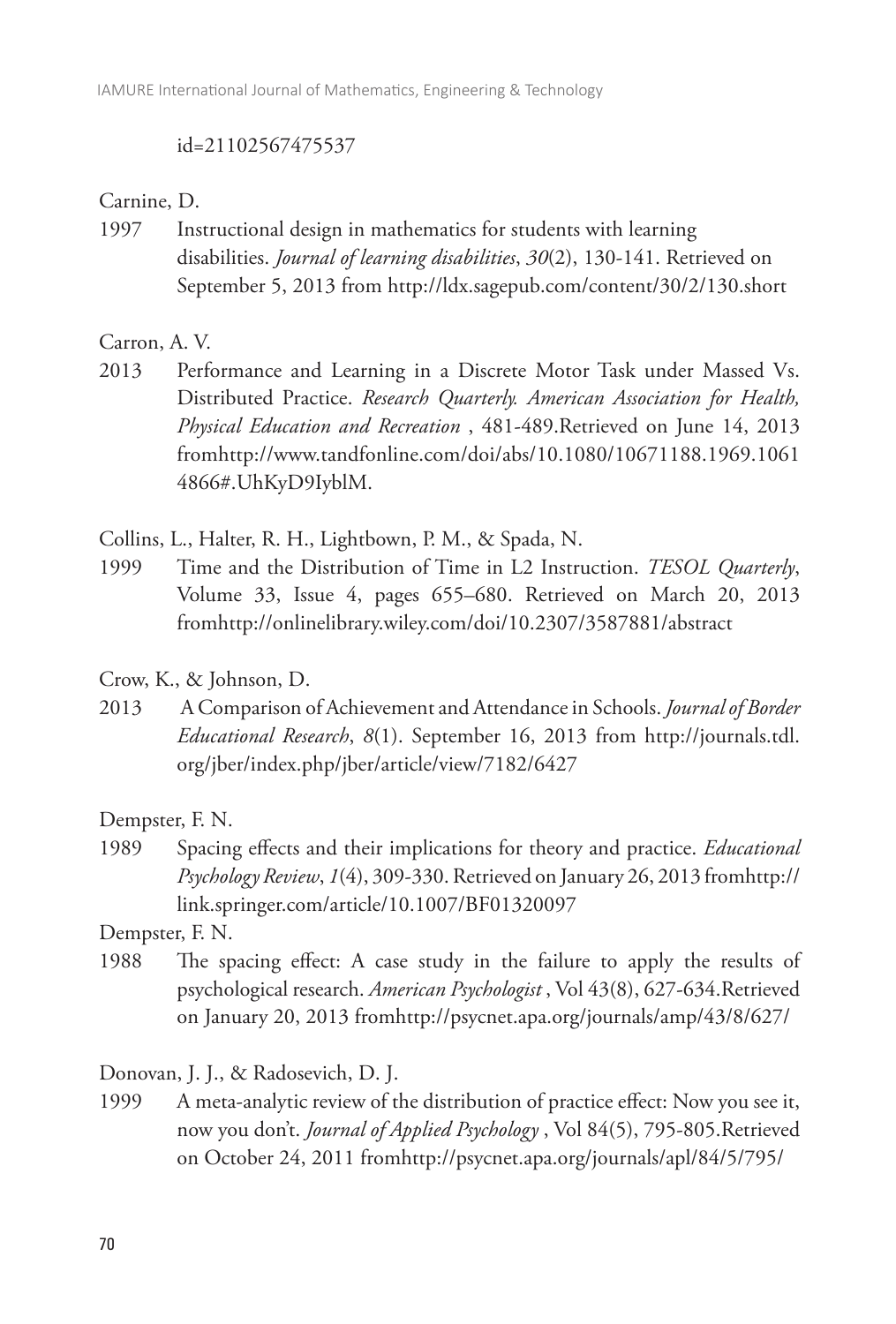id=21102567475537

Carnine, D.

1997 Instructional design in mathematics for students with learning disabilities. *Journal of learning disabilities*, *30*(2), 130-141. Retrieved on September 5, 2013 from http://ldx.sagepub.com/content/30/2/130.short

Carron, A. V.

2013 Performance and Learning in a Discrete Motor Task under Massed Vs. Distributed Practice. *Research Quarterly. American Association for Health, Physical Education and Recreation* , 481-489.Retrieved on June 14, 2013 fromhttp://www.tandfonline.com/doi/abs/10.1080/10671188.1969.10614866#.UhKyD9IyblM.

Collins, L., Halter, R. H., Lightbown, P. M., & Spada, N.

1999 Time and the Distribution of Time in L2 Instruction. *TESOL Quarterly*, Volume 33, Issue 4, pages 655–680. Retrieved on March 20, 2013 fromhttp://onlinelibrary.wiley.com/doi/10.2307/3587881/abstract

Crow, K., & Johnson, D.

2013 A Comparison of Achievement and Attendance in Schools. *Journal of Border Educational Research*, *8*(1). September 16, 2013 from http://journals.tdl.org/jber/index.php/jber/article/view/7182/6427

Dempster, F. N.

1989 Spacing effects and their implications for theory and practice. *Educational Psychology Review*, *1*(4), 309-330. Retrieved on January 26, 2013 fromhttp://link.springer.com/article/10.1007/BF01320097

Dempster, F. N.

1988 The spacing effect: A case study in the failure to apply the results of psychological research. *American Psychologist* , Vol 43(8), 627-634.Retrieved on January 20, 2013 fromhttp://psycnet.apa.org/journals/amp/43/8/627/

Donovan, J. J., & Radosevich, D. J.

1999 A meta-analytic review of the distribution of practice effect: Now you see it, now you don't. *Journal of Applied Psychology* , Vol 84(5), 795-805.Retrieved on October 24, 2011 fromhttp://psycnet.apa.org/journals/apl/84/5/795/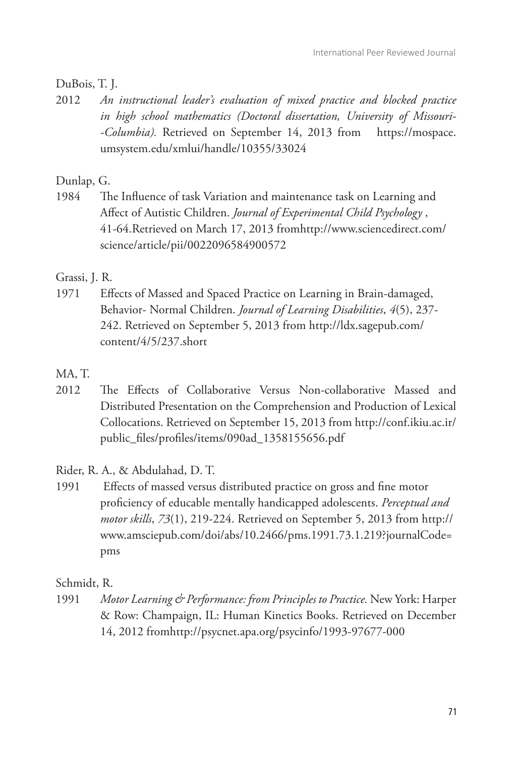DuBois, T. J.

2012 *An instructional leader's evaluation of mixed practice and blocked practice in high school mathematics (Doctoral dissertation, University of Missouri--Columbia).* Retrieved on September 14, 2013 from https://mospace.umsystem.edu/xmlui/handle/10355/33024

Dunlap, G.

1984 The Influence of task Variation and maintenance task on Learning and Affect of Autistic Children. *Journal of Experimental Child Psychology* , 41-64.Retrieved on March 17, 2013 fromhttp://www.sciencedirect.com/science/article/pii/0022096584900572

Grassi, J. R.

1971 Effects of Massed and Spaced Practice on Learning in Brain-damaged, Behavior- Normal Children. *Journal of Learning Disabilities*, *4*(5), 237-242. Retrieved on September 5, 2013 from http://ldx.sagepub.com/content/4/5/237.short

MA, T.

2012 The Effects of Collaborative Versus Non-collaborative Massed and Distributed Presentation on the Comprehension and Production of Lexical Collocations. Retrieved on September 15, 2013 from http://conf.ikiu.ac.ir/public_files/profiles/items/090ad_1358155656.pdf

Rider, R. A., & Abdulahad, D. T.

1991 Effects of massed versus distributed practice on gross and fine motor proficiency of educable mentally handicapped adolescents. *Perceptual and motor skills*, *73*(1), 219-224. Retrieved on September 5, 2013 from http://www.amsciepub.com/doi/abs/10.2466/pms.1991.73.1.219?journalCode=pms

Schmidt, R.

1991 *Motor Learning & Performance: from Principles to Practice.* New York: Harper & Row: Champaign, IL: Human Kinetics Books. Retrieved on December 14, 2012 fromhttp://psycnet.apa.org/psycinfo/1993-97677-000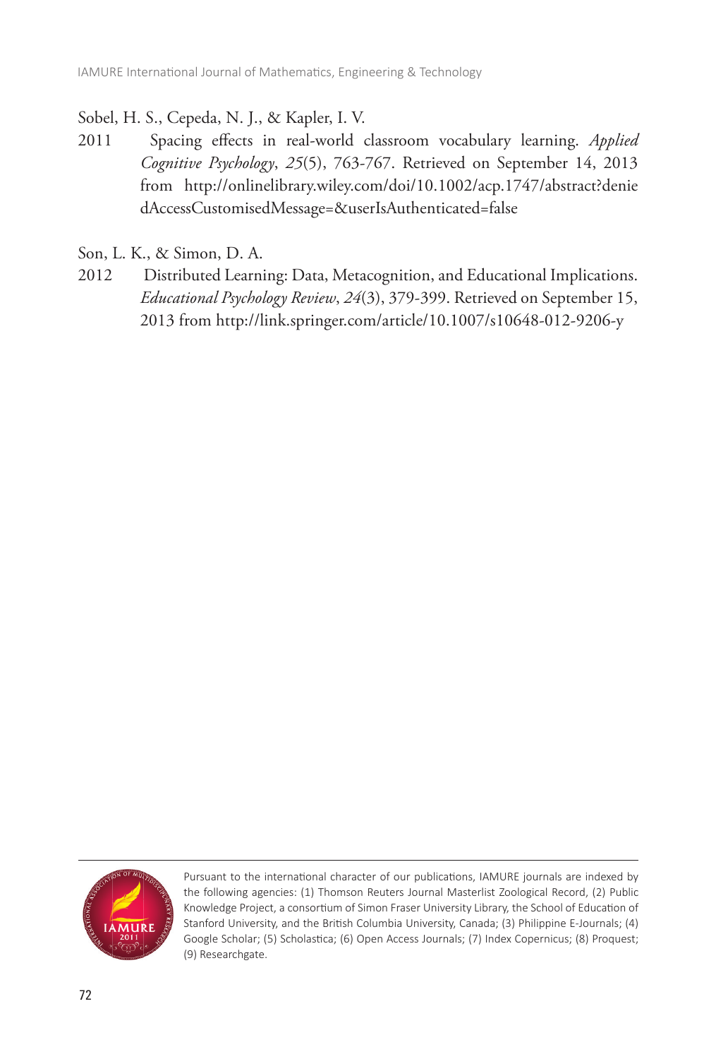Sobel, H. S., Cepeda, N. J., & Kapler, I. V.

2011 Spacing effects in real-world classroom vocabulary learning. *Applied Cognitive Psychology*, *25*(5), 763-767. Retrieved on September 14, 2013 from http://onlinelibrary.wiley.com/doi/10.1002/acp.1747/abstract?deniedAccessCustomisedMessage=&userIsAuthenticated=false

Son, L. K., & Simon, D. A.

2012 Distributed Learning: Data, Metacognition, and Educational Implications. *Educational Psychology Review*, *24*(3), 379-399. Retrieved on September 15, 2013 from http://link.springer.com/article/10.1007/s10648-012-9206-y

Pursuant to the international character of our publications, IAMURE journals are indexed by the following agencies: (1) Thomson Reuters Journal Masterlist Zoological Record, (2) Public Knowledge Project, a consortium of Simon Fraser University Library, the School of Education of Stanford University, and the British Columbia University, Canada; (3) Philippine E-Journals; (4) Google Scholar; (5) Scholastica; (6) Open Access Journals; (7) Index Copernicus; (8) Proquest; (9) Researchgate.